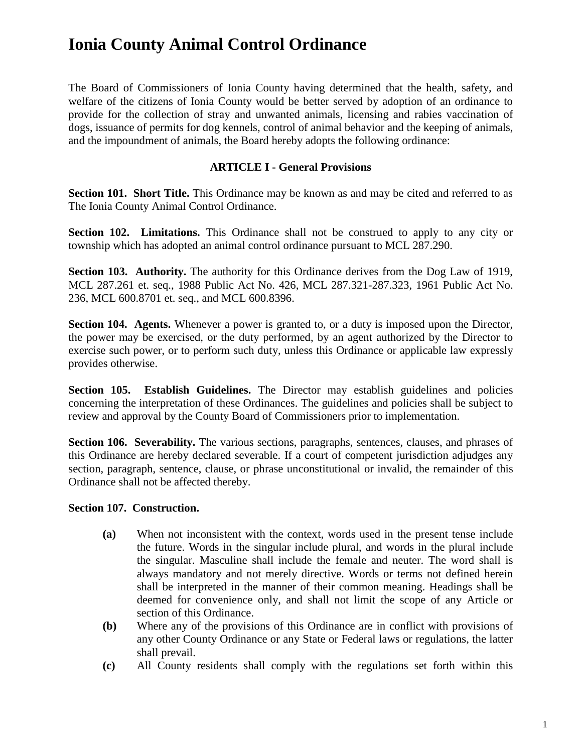# Ionia County Animal Control Ordinance

The Board of Commissioners of Ionia County having determined that the health, safety, and welfare of the citizens of Ionia County would be better served by adoption of an ordinance to provide for the collection of stray and unwanted animals, licensing and rabies vaccination of dogs, issuance of permits for dog kennels, control of animal behavior and the keeping of animals, and the impoundment of animals, the Board hereby adopts the following ordinance:

## ARTICLE I - General Provisions

**Section 101. Short Title.** This Ordinance may be known as and may be cited and referred to as The Ionia County Animal Control Ordinance.

**Section 102. Limitations.** This Ordinance shall not be construed to apply to any city or township which has adopted an animal control ordinance pursuant to MCL 287.290.

**Section 103. Authority.** The authority for this Ordinance derives from the Dog Law of 1919, MCL 287.261 et. seq., 1988 Public Act No. 426, MCL 287.321-287.323, 1961 Public Act No. 236, MCL 600.8701 et. seq., and MCL 600.8396.

**Section 104. Agents.** Whenever a power is granted to, or a duty is imposed upon the Director, the power may be exercised, or the duty performed, by an agent authorized by the Director to exercise such power, or to perform such duty, unless this Ordinance or applicable law expressly provides otherwise.

**Section 105. Establish Guidelines.** The Director may establish guidelines and policies concerning the interpretation of these Ordinances. The guidelines and policies shall be subject to review and approval by the County Board of Commissioners prior to implementation.

**Section 106. Severability.** The various sections, paragraphs, sentences, clauses, and phrases of this Ordinance are hereby declared severable. If a court of competent jurisdiction adjudges any section, paragraph, sentence, clause, or phrase unconstitutional or invalid, the remainder of this Ordinance shall not be affected thereby.

**Section 107. Construction.**

- **(a)** When not inconsistent with the context, words used in the present tense include the future. Words in the singular include plural, and words in the plural include the singular. Masculine shall include the female and neuter. The word shall is always mandatory and not merely directive. Words or terms not defined herein shall be interpreted in the manner of their common meaning. Headings shall be deemed for convenience only, and shall not limit the scope of any Article or section of this Ordinance.
- **(b)** Where any of the provisions of this Ordinance are in conflict with provisions of any other County Ordinance or any State or Federal laws or regulations, the latter shall prevail.
- **(c)** All County residents shall comply with the regulations set forth within this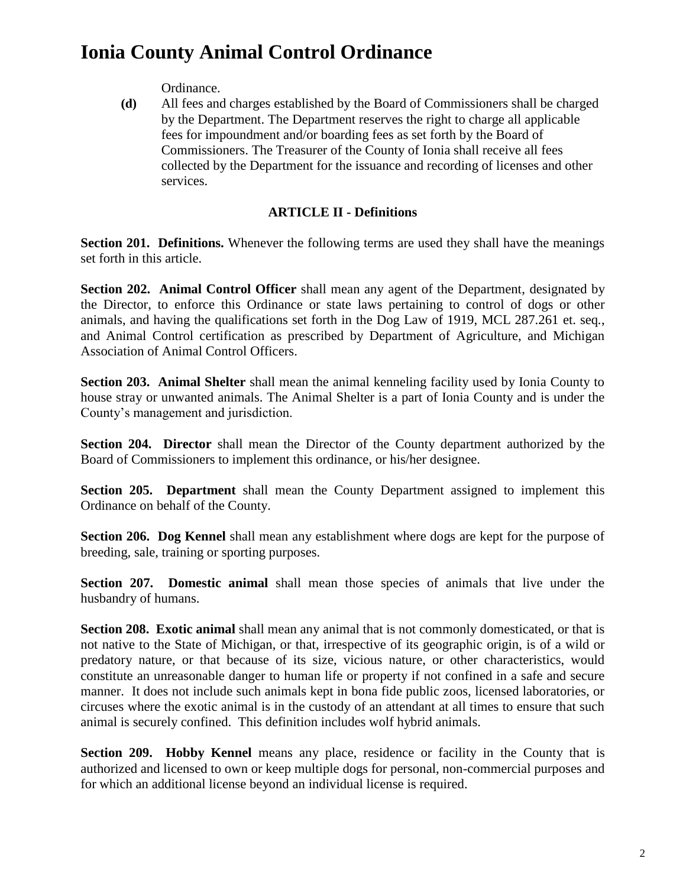Ordinance.

**(d)** All fees and charges established by the Board of Commissioners shall be charged by the Department. The Department reserves the right to charge all applicable fees for impoundment and/or boarding fees as set forth by the Board of Commissioners. The Treasurer of the County of Ionia shall receive all fees collected by the Department for the issuance and recording of licenses and other services.

## ARTICLE II - Definitions

**Section 201. Definitions.** Whenever the following terms are used they shall have the meanings set forth in this article.

**Section 202. Animal Control Officer** shall mean any agent of the Department, designated by the Director, to enforce this Ordinance or state laws pertaining to control of dogs or other animals, and having the qualifications set forth in the Dog Law of 1919, MCL 287.261 et. seq., and Animal Control certification as prescribed by Department of Agriculture, and Michigan Association of Animal Control Officers.

**Section 203. Animal Shelter** shall mean the animal kenneling facility used by Ionia County to house stray or unwanted animals. The Animal Shelter is a part of Ionia County and is under the County's management and jurisdiction.

**Section 204. Director** shall mean the Director of the County department authorized by the Board of Commissioners to implement this ordinance, or his/her designee.

**Section 205. Department** shall mean the County Department assigned to implement this Ordinance on behalf of the County.

**Section 206. Dog Kennel** shall mean any establishment where dogs are kept for the purpose of breeding, sale, training or sporting purposes.

**Section 207. Domestic animal** shall mean those species of animals that live under the husbandry of humans.

**Section 208. Exotic animal** shall mean any animal that is not commonly domesticated, or that is not native to the State of Michigan, or that, irrespective of its geographic origin, is of a wild or predatory nature, or that because of its size, vicious nature, or other characteristics, would constitute an unreasonable danger to human life or property if not confined in a safe and secure manner. It does not include such animals kept in bona fide public zoos, licensed laboratories, or circuses where the exotic animal is in the custody of an attendant at all times to ensure that such animal is securely confined. This definition includes wolf hybrid animals.

**Section 209. Hobby Kennel** means any place, residence or facility in the County that is authorized and licensed to own or keep multiple dogs for personal, non-commercial purposes and for which an additional license beyond an individual license is required.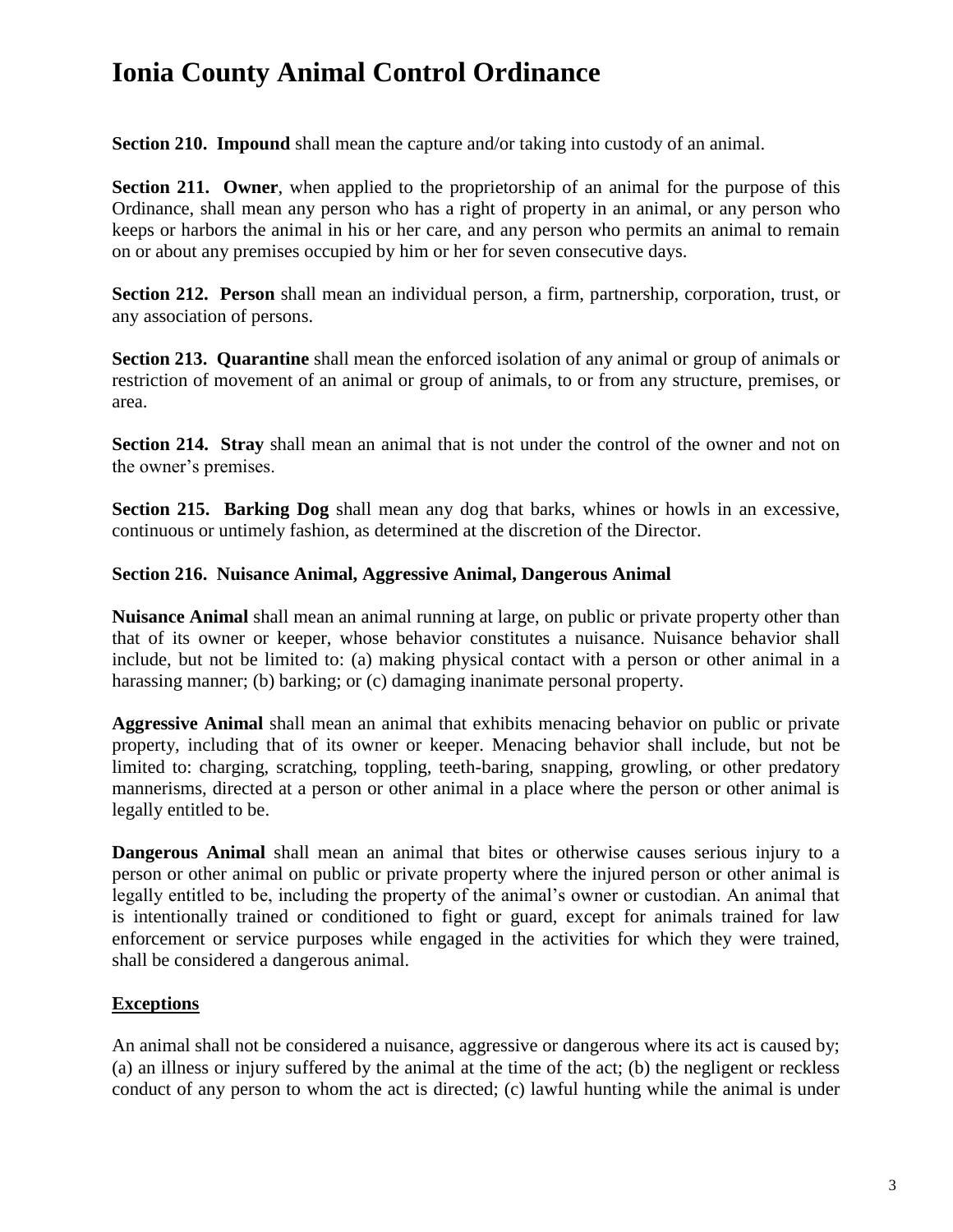# Ionia County Animal Control Ordinance

**Section 210. Impound** shall mean the capture and/or taking into custody of an animal.

**Section 211. Owner**, when applied to the proprietorship of an animal for the purpose of this Ordinance, shall mean any person who has a right of property in an animal, or any person who keeps or harbors the animal in his or her care, and any person who permits an animal to remain on or about any premises occupied by him or her for seven consecutive days.

**Section 212. Person** shall mean an individual person, a firm, partnership, corporation, trust, or any association of persons.

**Section 213. Quarantine** shall mean the enforced isolation of any animal or group of animals or restriction of movement of an animal or group of animals, to or from any structure, premises, or area.

**Section 214. Stray** shall mean an animal that is not under the control of the owner and not on the owner's premises.

**Section 215. Barking Dog** shall mean any dog that barks, whines or howls in an excessive, continuous or untimely fashion, as determined at the discretion of the Director.

**Section 216. Nuisance Animal, Aggressive Animal, Dangerous Animal**

**Nuisance Animal** shall mean an animal running at large, on public or private property other than that of its owner or keeper, whose behavior constitutes a nuisance. Nuisance behavior shall include, but not be limited to: (a) making physical contact with a person or other animal in a harassing manner; (b) barking; or (c) damaging inanimate personal property.

**Aggressive Animal** shall mean an animal that exhibits menacing behavior on public or private property, including that of its owner or keeper. Menacing behavior shall include, but not be limited to: charging, scratching, toppling, teeth-baring, snapping, growling, or other predatory mannerisms, directed at a person or other animal in a place where the person or other animal is legally entitled to be.

**Dangerous Animal** shall mean an animal that bites or otherwise causes serious injury to a person or other animal on public or private property where the injured person or other animal is legally entitled to be, including the property of the animal's owner or custodian. An animal that is intentionally trained or conditioned to fight or guard, except for animals trained for law enforcement or service purposes while engaged in the activities for which they were trained, shall be considered a dangerous animal.

**<u>Exceptions</u>**

An animal shall not be considered a nuisance, aggressive or dangerous where its act is caused by; (a) an illness or injury suffered by the animal at the time of the act; (b) the negligent or reckless conduct of any person to whom the act is directed; (c) lawful hunting while the animal is under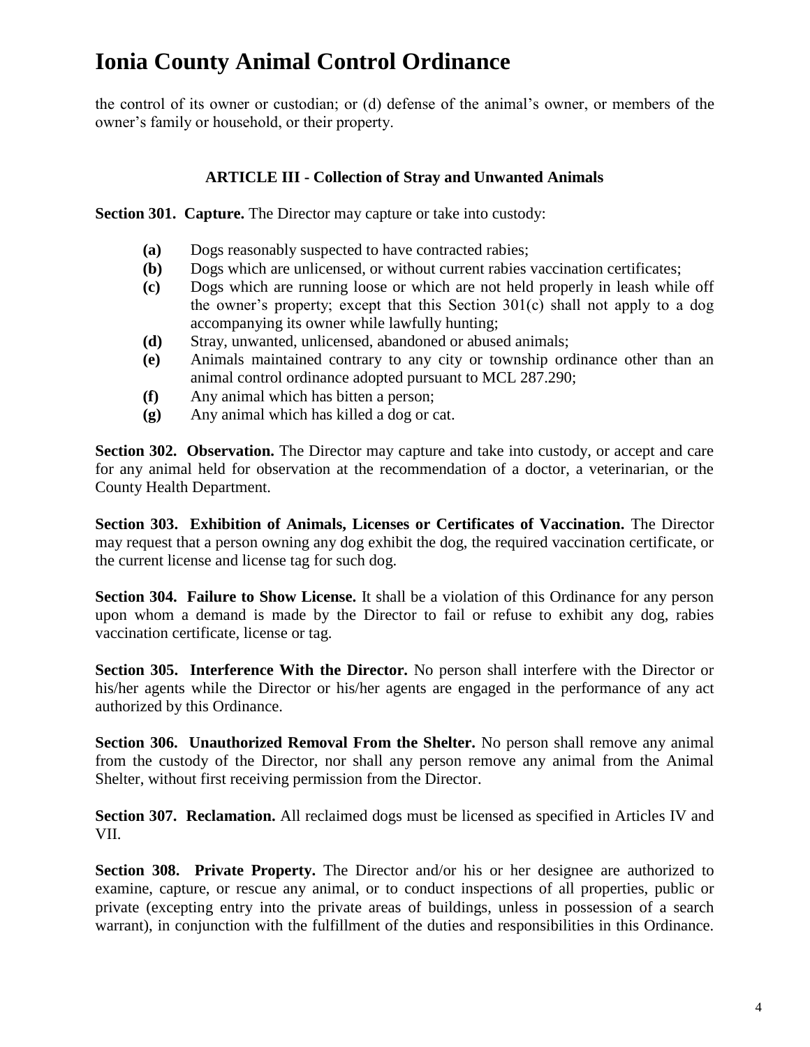the control of its owner or custodian; or (d) defense of the animal's owner, or members of the owner's family or household, or their property.

### ARTICLE III - Collection of Stray and Unwanted Animals

**Section 301. Capture.** The Director may capture or take into custody:

- **(a)** Dogs reasonably suspected to have contracted rabies;
- **(b)** Dogs which are unlicensed, or without current rabies vaccination certificates;
- **(c)** Dogs which are running loose or which are not held properly in leash while off the owner's property; except that this Section 301(c) shall not apply to a dog accompanying its owner while lawfully hunting;
- **(d)** Stray, unwanted, unlicensed, abandoned or abused animals;
- **(e)** Animals maintained contrary to any city or township ordinance other than an animal control ordinance adopted pursuant to MCL 287.290;
- **(f)** Any animal which has bitten a person;
- **(g)** Any animal which has killed a dog or cat.

**Section 302. Observation.** The Director may capture and take into custody, or accept and care for any animal held for observation at the recommendation of a doctor, a veterinarian, or the County Health Department.

**Section 303. Exhibition of Animals, Licenses or Certificates of Vaccination.** The Director may request that a person owning any dog exhibit the dog, the required vaccination certificate, or the current license and license tag for such dog.

**Section 304. Failure to Show License.** It shall be a violation of this Ordinance for any person upon whom a demand is made by the Director to fail or refuse to exhibit any dog, rabies vaccination certificate, license or tag.

**Section 305. Interference With the Director.** No person shall interfere with the Director or his/her agents while the Director or his/her agents are engaged in the performance of any act authorized by this Ordinance.

**Section 306. Unauthorized Removal From the Shelter.** No person shall remove any animal from the custody of the Director, nor shall any person remove any animal from the Animal Shelter, without first receiving permission from the Director.

**Section 307. Reclamation.** All reclaimed dogs must be licensed as specified in Articles IV and VII.

**Section 308. Private Property.** The Director and/or his or her designee are authorized to examine, capture, or rescue any animal, or to conduct inspections of all properties, public or private (excepting entry into the private areas of buildings, unless in possession of a search warrant), in conjunction with the fulfillment of the duties and responsibilities in this Ordinance.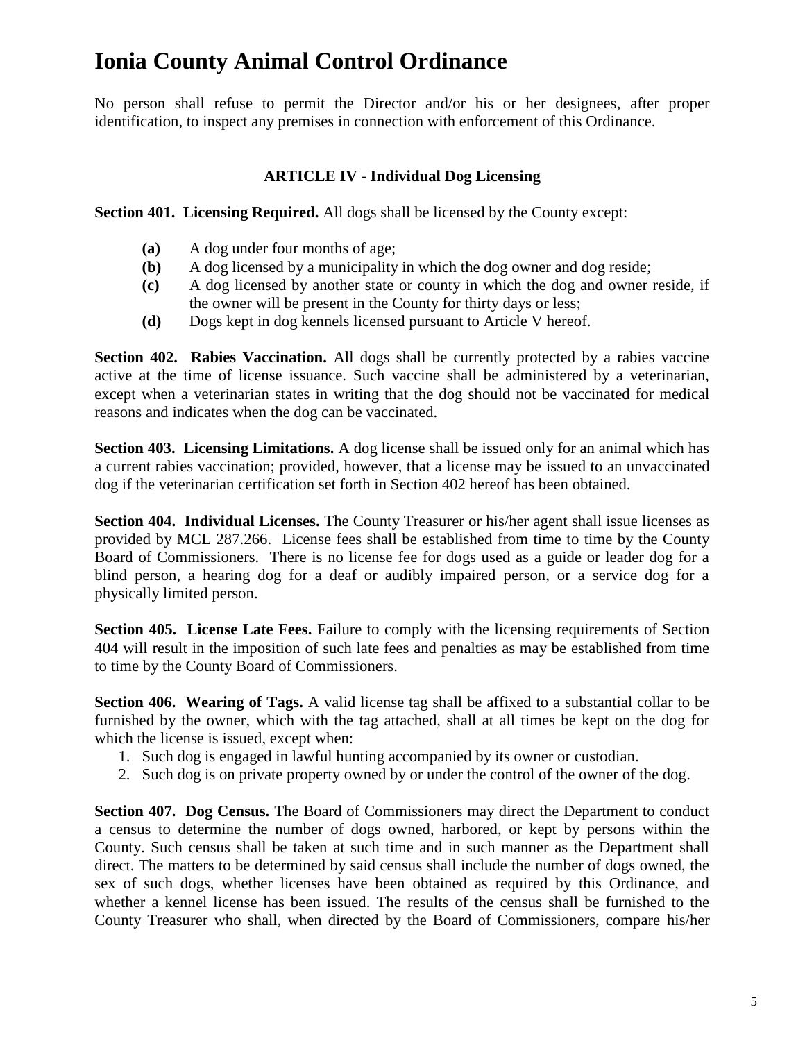No person shall refuse to permit the Director and/or his or her designees, after proper identification, to inspect any premises in connection with enforcement of this Ordinance.

### ARTICLE IV - Individual Dog Licensing

**Section 401. Licensing Required.** All dogs shall be licensed by the County except:

- **(a)** A dog under four months of age;
- **(b)** A dog licensed by a municipality in which the dog owner and dog reside;
- **(c)** A dog licensed by another state or county in which the dog and owner reside, if the owner will be present in the County for thirty days or less;
- **(d)** Dogs kept in dog kennels licensed pursuant to Article V hereof.

**Section 402. Rabies Vaccination.** All dogs shall be currently protected by a rabies vaccine active at the time of license issuance. Such vaccine shall be administered by a veterinarian, except when a veterinarian states in writing that the dog should not be vaccinated for medical reasons and indicates when the dog can be vaccinated.

**Section 403. Licensing Limitations.** A dog license shall be issued only for an animal which has a current rabies vaccination; provided, however, that a license may be issued to an unvaccinated dog if the veterinarian certification set forth in Section 402 hereof has been obtained.

**Section 404. Individual Licenses.** The County Treasurer or his/her agent shall issue licenses as provided by MCL 287.266. License fees shall be established from time to time by the County Board of Commissioners. There is no license fee for dogs used as a guide or leader dog for a blind person, a hearing dog for a deaf or audibly impaired person, or a service dog for a physically limited person.

**Section 405. License Late Fees.** Failure to comply with the licensing requirements of Section 404 will result in the imposition of such late fees and penalties as may be established from time to time by the County Board of Commissioners.

**Section 406. Wearing of Tags.** A valid license tag shall be affixed to a substantial collar to be furnished by the owner, which with the tag attached, shall at all times be kept on the dog for which the license is issued, except when:

1. Such dog is engaged in lawful hunting accompanied by its owner or custodian.
2. Such dog is on private property owned by or under the control of the owner of the dog.

**Section 407. Dog Census.** The Board of Commissioners may direct the Department to conduct a census to determine the number of dogs owned, harbored, or kept by persons within the County. Such census shall be taken at such time and in such manner as the Department shall direct. The matters to be determined by said census shall include the number of dogs owned, the sex of such dogs, whether licenses have been obtained as required by this Ordinance, and whether a kennel license has been issued. The results of the census shall be furnished to the County Treasurer who shall, when directed by the Board of Commissioners, compare his/her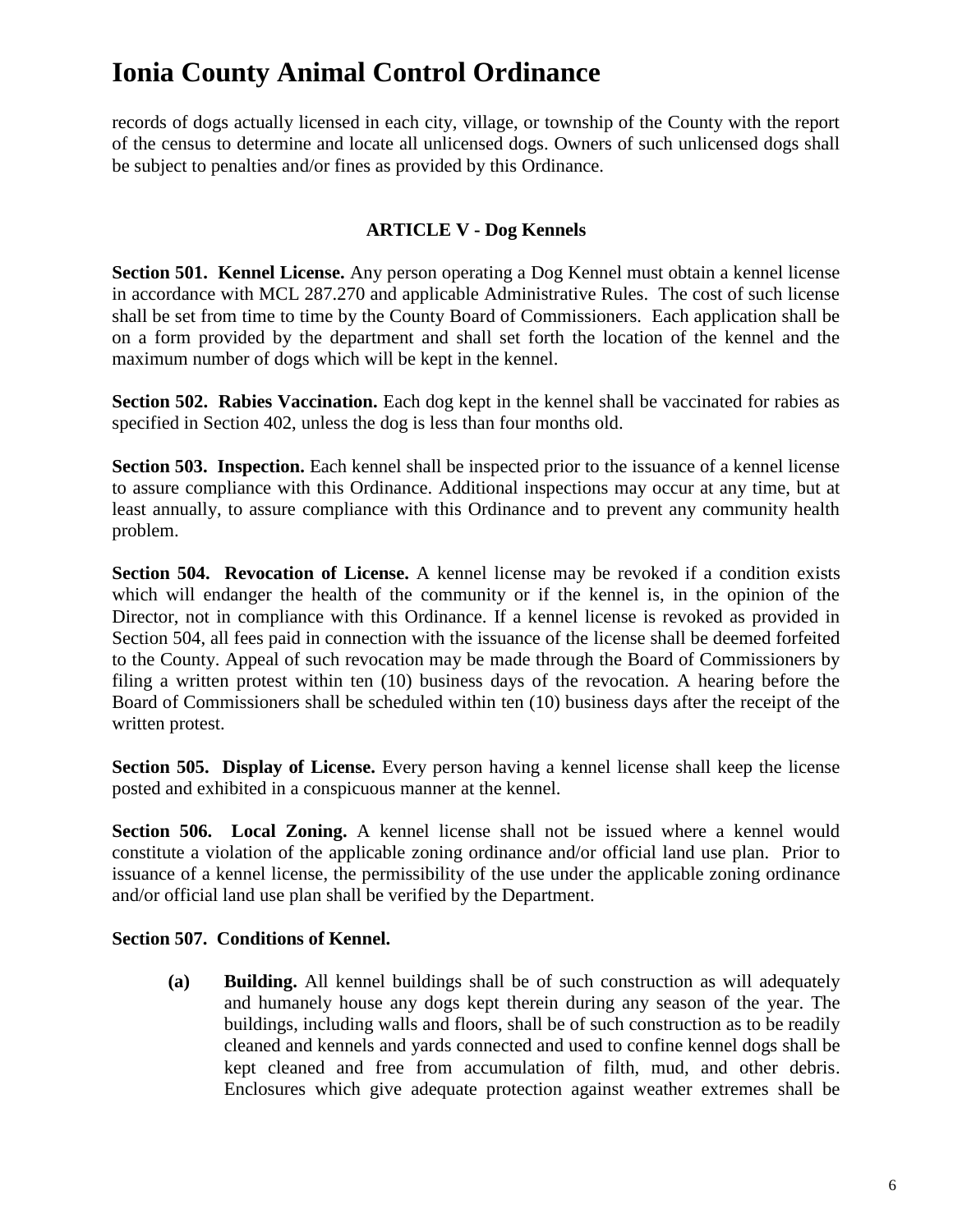records of dogs actually licensed in each city, village, or township of the County with the report of the census to determine and locate all unlicensed dogs. Owners of such unlicensed dogs shall be subject to penalties and/or fines as provided by this Ordinance.

## ARTICLE V - Dog Kennels

**Section 501. Kennel License.** Any person operating a Dog Kennel must obtain a kennel license in accordance with MCL 287.270 and applicable Administrative Rules. The cost of such license shall be set from time to time by the County Board of Commissioners. Each application shall be on a form provided by the department and shall set forth the location of the kennel and the maximum number of dogs which will be kept in the kennel.

**Section 502. Rabies Vaccination.** Each dog kept in the kennel shall be vaccinated for rabies as specified in Section 402, unless the dog is less than four months old.

**Section 503. Inspection.** Each kennel shall be inspected prior to the issuance of a kennel license to assure compliance with this Ordinance. Additional inspections may occur at any time, but at least annually, to assure compliance with this Ordinance and to prevent any community health problem.

**Section 504. Revocation of License.** A kennel license may be revoked if a condition exists which will endanger the health of the community or if the kennel is, in the opinion of the Director, not in compliance with this Ordinance. If a kennel license is revoked as provided in Section 504, all fees paid in connection with the issuance of the license shall be deemed forfeited to the County. Appeal of such revocation may be made through the Board of Commissioners by filing a written protest within ten (10) business days of the revocation. A hearing before the Board of Commissioners shall be scheduled within ten (10) business days after the receipt of the written protest.

**Section 505. Display of License.** Every person having a kennel license shall keep the license posted and exhibited in a conspicuous manner at the kennel.

**Section 506. Local Zoning.** A kennel license shall not be issued where a kennel would constitute a violation of the applicable zoning ordinance and/or official land use plan. Prior to issuance of a kennel license, the permissibility of the use under the applicable zoning ordinance and/or official land use plan shall be verified by the Department.

**Section 507. Conditions of Kennel.**

- **(a) Building.** All kennel buildings shall be of such construction as will adequately and humanely house any dogs kept therein during any season of the year. The buildings, including walls and floors, shall be of such construction as to be readily cleaned and kennels and yards connected and used to confine kennel dogs shall be kept cleaned and free from accumulation of filth, mud, and other debris. Enclosures which give adequate protection against weather extremes shall be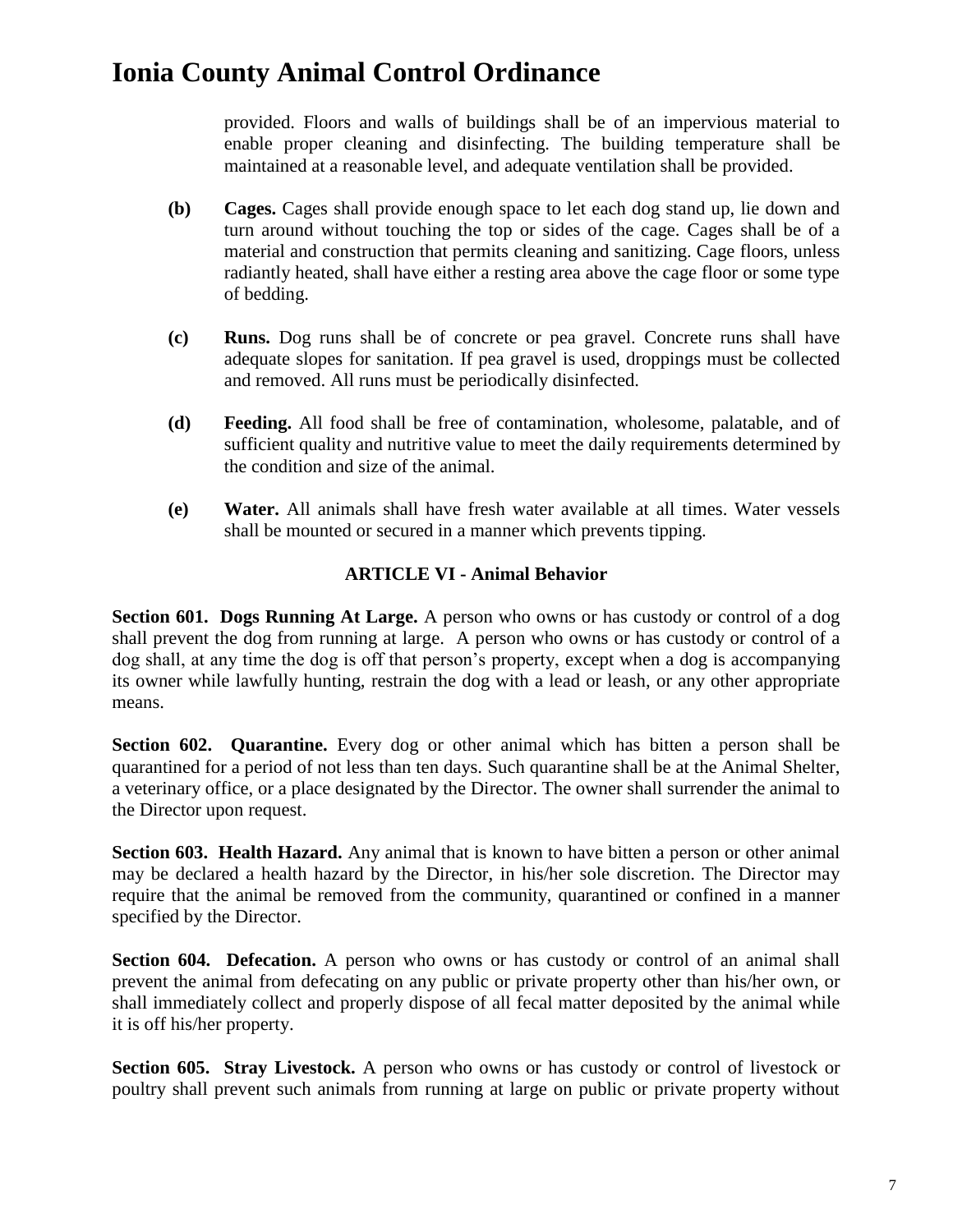provided. Floors and walls of buildings shall be of an impervious material to enable proper cleaning and disinfecting. The building temperature shall be maintained at a reasonable level, and adequate ventilation shall be provided.

**(b)** **Cages.** Cages shall provide enough space to let each dog stand up, lie down and turn around without touching the top or sides of the cage. Cages shall be of a material and construction that permits cleaning and sanitizing. Cage floors, unless radiantly heated, shall have either a resting area above the cage floor or some type of bedding.

**(c)** **Runs.** Dog runs shall be of concrete or pea gravel. Concrete runs shall have adequate slopes for sanitation. If pea gravel is used, droppings must be collected and removed. All runs must be periodically disinfected.

**(d)** **Feeding.** All food shall be free of contamination, wholesome, palatable, and of sufficient quality and nutritive value to meet the daily requirements determined by the condition and size of the animal.

**(e)** **Water.** All animals shall have fresh water available at all times. Water vessels shall be mounted or secured in a manner which prevents tipping.

## ARTICLE VI - Animal Behavior

**Section 601. Dogs Running At Large.** A person who owns or has custody or control of a dog shall prevent the dog from running at large. A person who owns or has custody or control of a dog shall, at any time the dog is off that person's property, except when a dog is accompanying its owner while lawfully hunting, restrain the dog with a lead or leash, or any other appropriate means.

**Section 602. Quarantine.** Every dog or other animal which has bitten a person shall be quarantined for a period of not less than ten days. Such quarantine shall be at the Animal Shelter, a veterinary office, or a place designated by the Director. The owner shall surrender the animal to the Director upon request.

**Section 603. Health Hazard.** Any animal that is known to have bitten a person or other animal may be declared a health hazard by the Director, in his/her sole discretion. The Director may require that the animal be removed from the community, quarantined or confined in a manner specified by the Director.

**Section 604. Defecation.** A person who owns or has custody or control of an animal shall prevent the animal from defecating on any public or private property other than his/her own, or shall immediately collect and properly dispose of all fecal matter deposited by the animal while it is off his/her property.

**Section 605. Stray Livestock.** A person who owns or has custody or control of livestock or poultry shall prevent such animals from running at large on public or private property without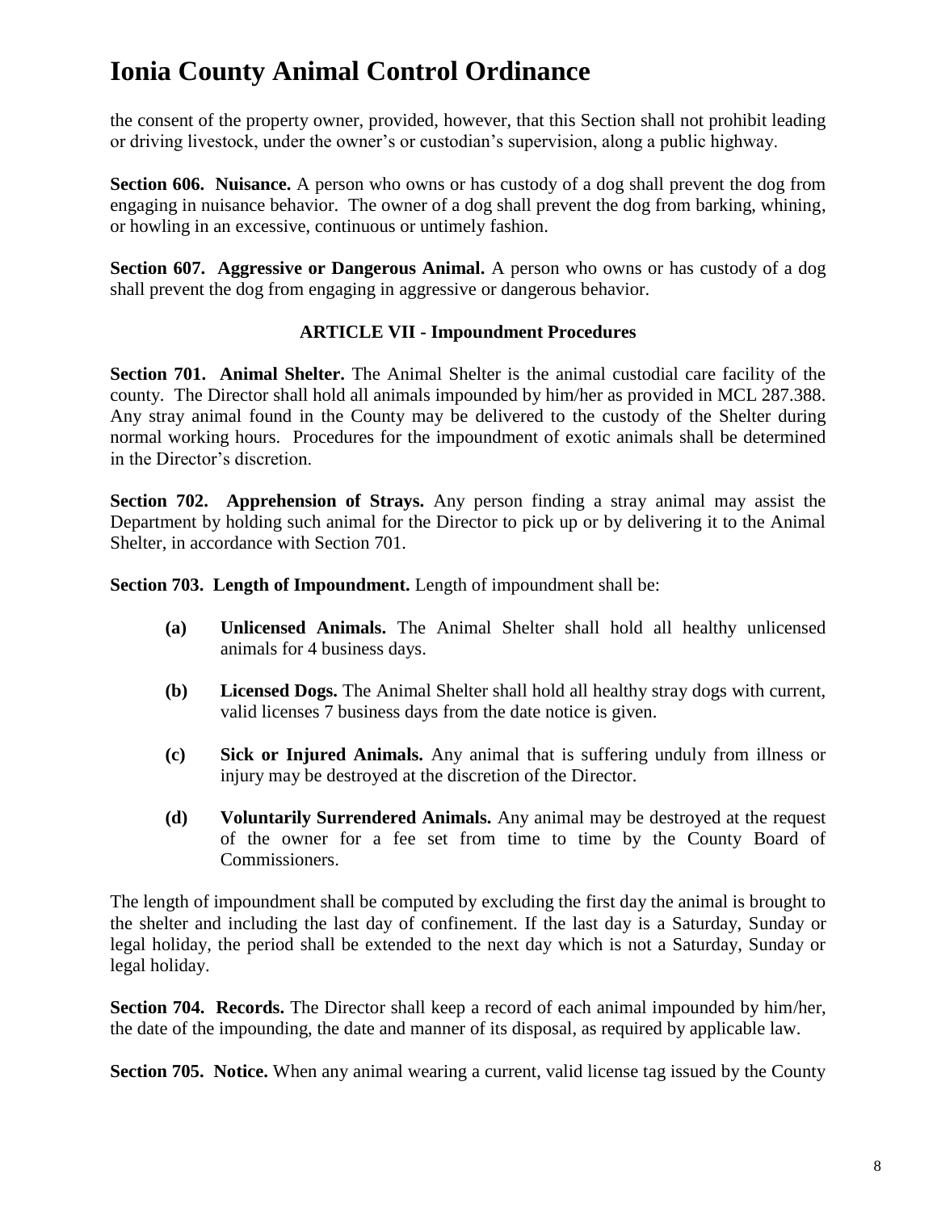the consent of the property owner, provided, however, that this Section shall not prohibit leading or driving livestock, under the owner's or custodian's supervision, along a public highway.

**Section 606. Nuisance.** A person who owns or has custody of a dog shall prevent the dog from engaging in nuisance behavior. The owner of a dog shall prevent the dog from barking, whining, or howling in an excessive, continuous or untimely fashion.

**Section 607. Aggressive or Dangerous Animal.** A person who owns or has custody of a dog shall prevent the dog from engaging in aggressive or dangerous behavior.

### ARTICLE VII - Impoundment Procedures

**Section 701. Animal Shelter.** The Animal Shelter is the animal custodial care facility of the county. The Director shall hold all animals impounded by him/her as provided in MCL 287.388. Any stray animal found in the County may be delivered to the custody of the Shelter during normal working hours. Procedures for the impoundment of exotic animals shall be determined in the Director's discretion.

**Section 702. Apprehension of Strays.** Any person finding a stray animal may assist the Department by holding such animal for the Director to pick up or by delivering it to the Animal Shelter, in accordance with Section 701.

**Section 703. Length of Impoundment.** Length of impoundment shall be:

- **(a) Unlicensed Animals.** The Animal Shelter shall hold all healthy unlicensed animals for 4 business days.

- **(b) Licensed Dogs.** The Animal Shelter shall hold all healthy stray dogs with current, valid licenses 7 business days from the date notice is given.

- **(c) Sick or Injured Animals.** Any animal that is suffering unduly from illness or injury may be destroyed at the discretion of the Director.

- **(d) Voluntarily Surrendered Animals.** Any animal may be destroyed at the request of the owner for a fee set from time to time by the County Board of Commissioners.

The length of impoundment shall be computed by excluding the first day the animal is brought to the shelter and including the last day of confinement. If the last day is a Saturday, Sunday or legal holiday, the period shall be extended to the next day which is not a Saturday, Sunday or legal holiday.

**Section 704. Records.** The Director shall keep a record of each animal impounded by him/her, the date of the impounding, the date and manner of its disposal, as required by applicable law.

**Section 705. Notice.** When any animal wearing a current, valid license tag issued by the County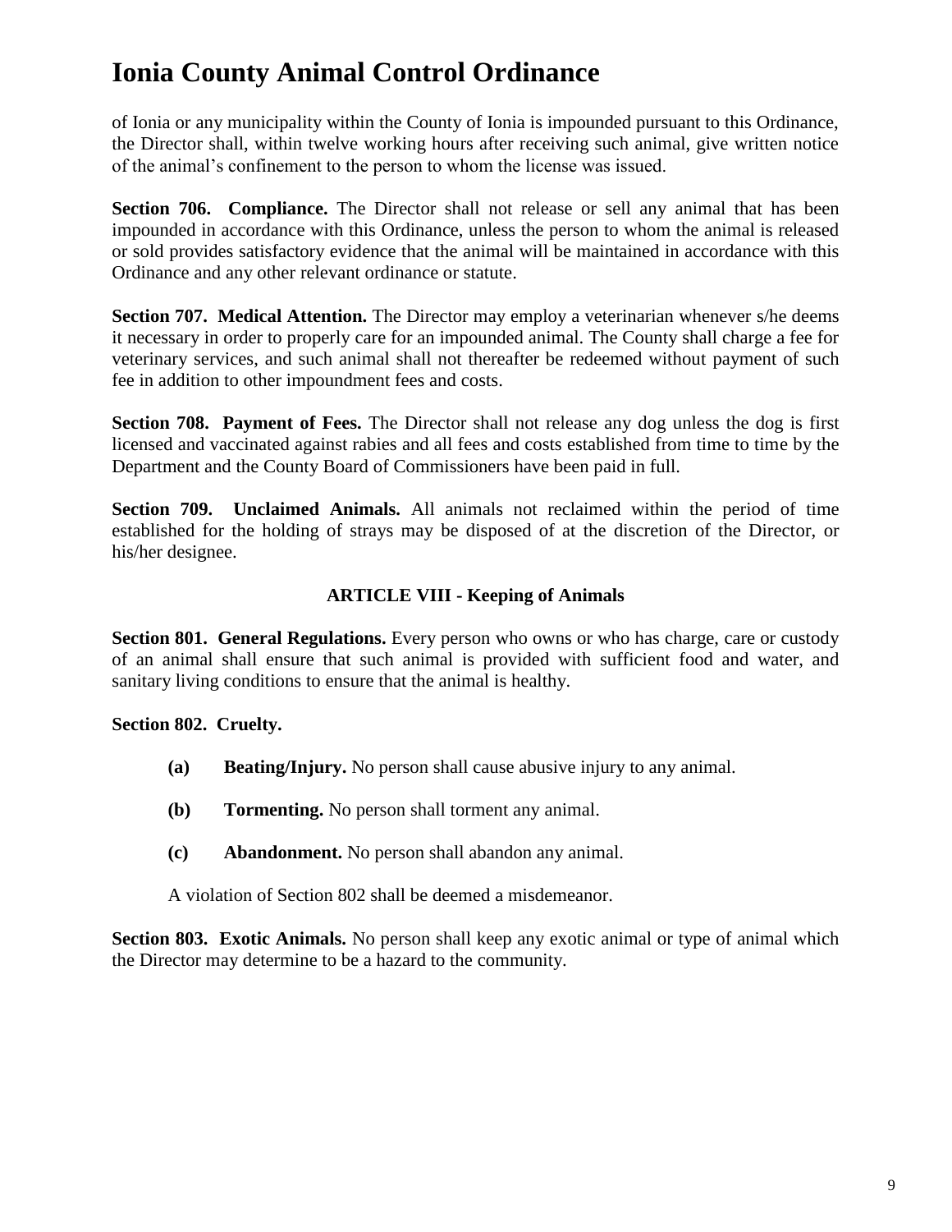of Ionia or any municipality within the County of Ionia is impounded pursuant to this Ordinance, the Director shall, within twelve working hours after receiving such animal, give written notice of the animal's confinement to the person to whom the license was issued.

**Section 706. Compliance.** The Director shall not release or sell any animal that has been impounded in accordance with this Ordinance, unless the person to whom the animal is released or sold provides satisfactory evidence that the animal will be maintained in accordance with this Ordinance and any other relevant ordinance or statute.

**Section 707. Medical Attention.** The Director may employ a veterinarian whenever s/he deems it necessary in order to properly care for an impounded animal. The County shall charge a fee for veterinary services, and such animal shall not thereafter be redeemed without payment of such fee in addition to other impoundment fees and costs.

**Section 708. Payment of Fees.** The Director shall not release any dog unless the dog is first licensed and vaccinated against rabies and all fees and costs established from time to time by the Department and the County Board of Commissioners have been paid in full.

**Section 709. Unclaimed Animals.** All animals not reclaimed within the period of time established for the holding of strays may be disposed of at the discretion of the Director, or his/her designee.

## ARTICLE VIII - Keeping of Animals

**Section 801. General Regulations.** Every person who owns or who has charge, care or custody of an animal shall ensure that such animal is provided with sufficient food and water, and sanitary living conditions to ensure that the animal is healthy.

**Section 802. Cruelty.**

- **(a) Beating/Injury.** No person shall cause abusive injury to any animal.
- **(b) Tormenting.** No person shall torment any animal.
- **(c) Abandonment.** No person shall abandon any animal.

A violation of Section 802 shall be deemed a misdemeanor.

**Section 803. Exotic Animals.** No person shall keep any exotic animal or type of animal which the Director may determine to be a hazard to the community.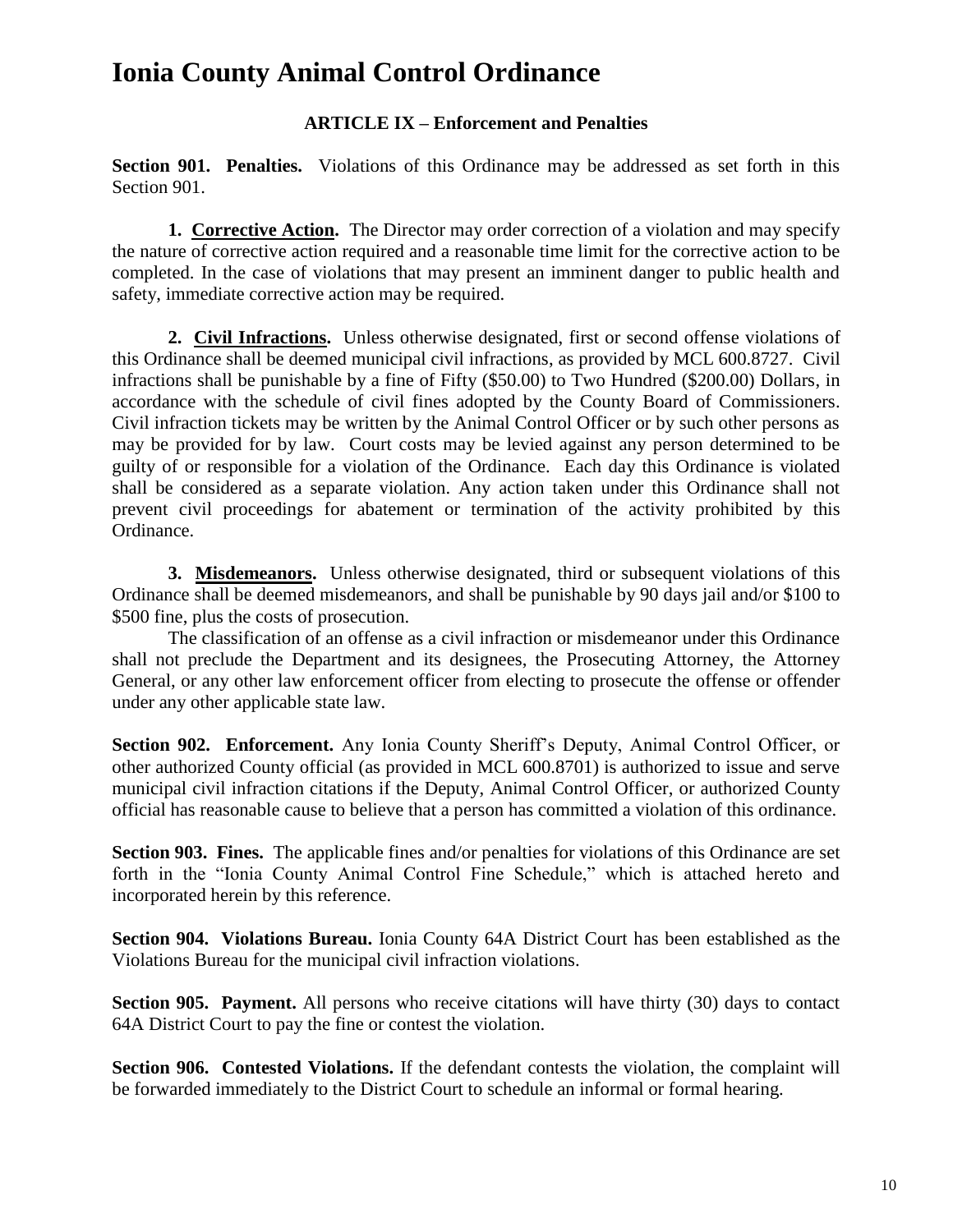# Ionia County Animal Control Ordinance

## ARTICLE IX – Enforcement and Penalties

**Section 901. Penalties.** Violations of this Ordinance may be addressed as set forth in this Section 901.

**1. Corrective Action.** The Director may order correction of a violation and may specify the nature of corrective action required and a reasonable time limit for the corrective action to be completed. In the case of violations that may present an imminent danger to public health and safety, immediate corrective action may be required.

**2. Civil Infractions.** Unless otherwise designated, first or second offense violations of this Ordinance shall be deemed municipal civil infractions, as provided by MCL 600.8727. Civil infractions shall be punishable by a fine of Fifty ($50.00) to Two Hundred ($200.00) Dollars, in accordance with the schedule of civil fines adopted by the County Board of Commissioners. Civil infraction tickets may be written by the Animal Control Officer or by such other persons as may be provided for by law. Court costs may be levied against any person determined to be guilty of or responsible for a violation of the Ordinance. Each day this Ordinance is violated shall be considered as a separate violation. Any action taken under this Ordinance shall not prevent civil proceedings for abatement or termination of the activity prohibited by this Ordinance.

**3. Misdemeanors.** Unless otherwise designated, third or subsequent violations of this Ordinance shall be deemed misdemeanors, and shall be punishable by 90 days jail and/or $100 to $500 fine, plus the costs of prosecution.

The classification of an offense as a civil infraction or misdemeanor under this Ordinance shall not preclude the Department and its designees, the Prosecuting Attorney, the Attorney General, or any other law enforcement officer from electing to prosecute the offense or offender under any other applicable state law.

**Section 902. Enforcement.** Any Ionia County Sheriff's Deputy, Animal Control Officer, or other authorized County official (as provided in MCL 600.8701) is authorized to issue and serve municipal civil infraction citations if the Deputy, Animal Control Officer, or authorized County official has reasonable cause to believe that a person has committed a violation of this ordinance.

**Section 903. Fines.** The applicable fines and/or penalties for violations of this Ordinance are set forth in the "Ionia County Animal Control Fine Schedule," which is attached hereto and incorporated herein by this reference.

**Section 904. Violations Bureau.** Ionia County 64A District Court has been established as the Violations Bureau for the municipal civil infraction violations.

**Section 905. Payment.** All persons who receive citations will have thirty (30) days to contact 64A District Court to pay the fine or contest the violation.

**Section 906. Contested Violations.** If the defendant contests the violation, the complaint will be forwarded immediately to the District Court to schedule an informal or formal hearing.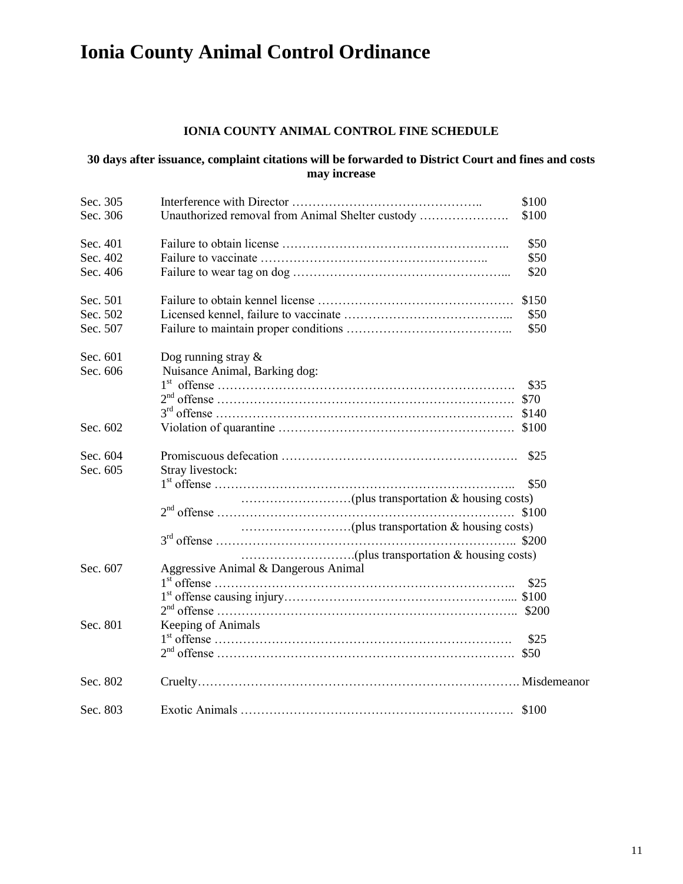# Ionia County Animal Control Ordinance

**IONIA COUNTY ANIMAL CONTROL FINE SCHEDULE**

**30 days after issuance, complaint citations will be forwarded to District Court and fines and costs may increase**

| Section | Violation | Fine |
|---|---|---|
| Sec. 305 | Interference with Director | $100 |
| Sec. 306 | Unauthorized removal from Animal Shelter custody | $100 |
| Sec. 401 | Failure to obtain license | $50 |
| Sec. 402 | Failure to vaccinate | $50 |
| Sec. 406 | Failure to wear tag on dog | $20 |
| Sec. 501 | Failure to obtain kennel license | $150 |
| Sec. 502 | Licensed kennel, failure to vaccinate | $50 |
| Sec. 507 | Failure to maintain proper conditions | $50 |
| Sec. 601 | Dog running stray & | |
| Sec. 606 | Nuisance Animal, Barking dog: | |
| | 1st offense | $35 |
| | 2nd offense | $70 |
| | 3rd offense | $140 |
| Sec. 602 | Violation of quarantine | $100 |
| Sec. 604 | Promiscuous defecation | $25 |
| Sec. 605 | Stray livestock: | |
| | 1st offense | $50 |
| | (plus transportation & housing costs) | |
| | 2nd offense | $100 |
| | (plus transportation & housing costs) | |
| | 3rd offense | $200 |
| | (plus transportation & housing costs) | |
| Sec. 607 | Aggressive Animal & Dangerous Animal | |
| | 1st offense | $25 |
| | 1st offense causing injury | $100 |
| | 2nd offense | $200 |
| Sec. 801 | Keeping of Animals | |
| | 1st offense | $25 |
| | 2nd offense | $50 |
| Sec. 802 | Cruelty | Misdemeanor |
| Sec. 803 | Exotic Animals | $100 |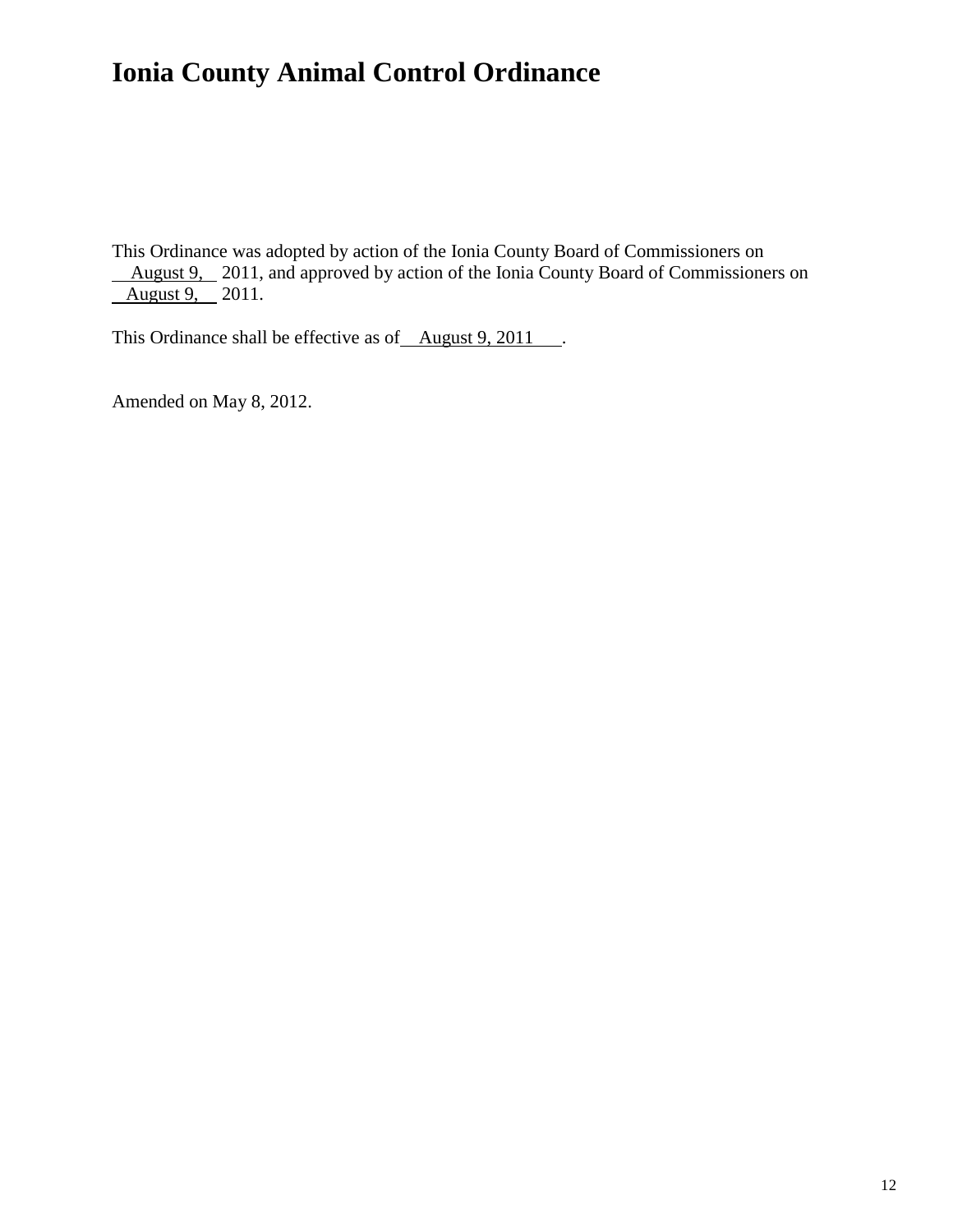# Ionia County Animal Control Ordinance

This Ordinance was adopted by action of the Ionia County Board of Commissioners on August 9, 2011, and approved by action of the Ionia County Board of Commissioners on August 9, 2011.

This Ordinance shall be effective as of August 9, 2011 .

Amended on May 8, 2012.